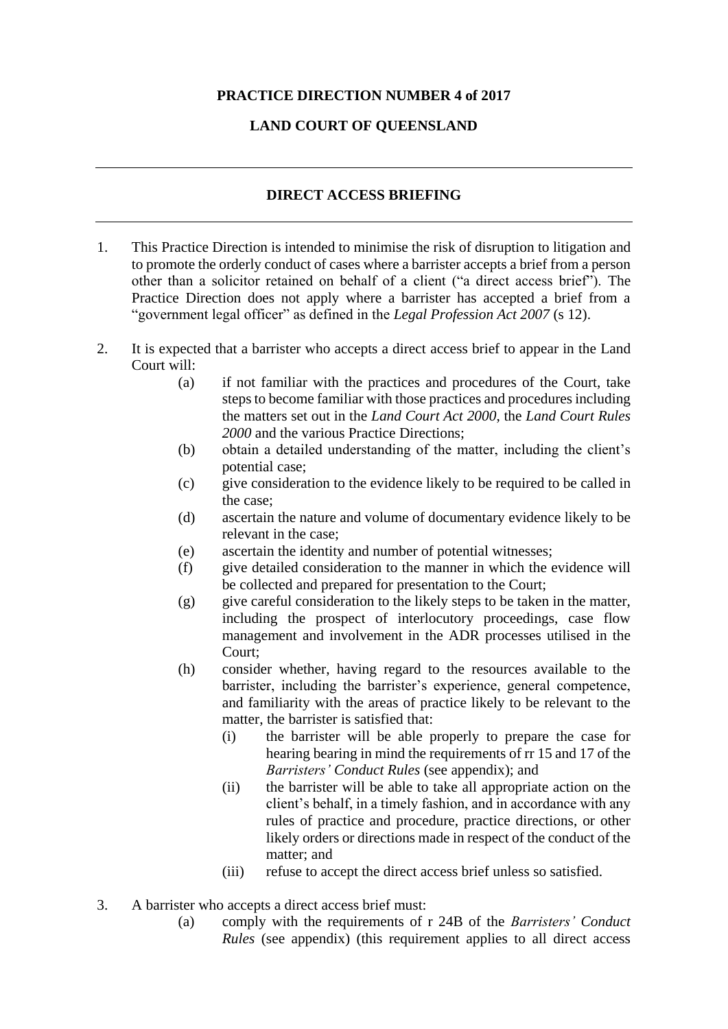**PRACTICE DIRECTION NUMBER 4 of 2017**

**LAND COURT OF QUEENSLAND**

---

## DIRECT ACCESS BRIEFING

---

1. This Practice Direction is intended to minimise the risk of disruption to litigation and to promote the orderly conduct of cases where a barrister accepts a brief from a person other than a solicitor retained on behalf of a client ("a direct access brief"). The Practice Direction does not apply where a barrister has accepted a brief from a "government legal officer" as defined in the *Legal Profession Act 2007* (s 12).

2. It is expected that a barrister who accepts a direct access brief to appear in the Land Court will:
   - (a) if not familiar with the practices and procedures of the Court, take steps to become familiar with those practices and procedures including the matters set out in the *Land Court Act 2000*, the *Land Court Rules 2000* and the various Practice Directions;
   - (b) obtain a detailed understanding of the matter, including the client's potential case;
   - (c) give consideration to the evidence likely to be required to be called in the case;
   - (d) ascertain the nature and volume of documentary evidence likely to be relevant in the case;
   - (e) ascertain the identity and number of potential witnesses;
   - (f) give detailed consideration to the manner in which the evidence will be collected and prepared for presentation to the Court;
   - (g) give careful consideration to the likely steps to be taken in the matter, including the prospect of interlocutory proceedings, case flow management and involvement in the ADR processes utilised in the Court;
   - (h) consider whether, having regard to the resources available to the barrister, including the barrister's experience, general competence, and familiarity with the areas of practice likely to be relevant to the matter, the barrister is satisfied that:
     - (i) the barrister will be able properly to prepare the case for hearing bearing in mind the requirements of rr 15 and 17 of the *Barristers' Conduct Rules* (see appendix); and
     - (ii) the barrister will be able to take all appropriate action on the client's behalf, in a timely fashion, and in accordance with any rules of practice and procedure, practice directions, or other likely orders or directions made in respect of the conduct of the matter; and
     - (iii) refuse to accept the direct access brief unless so satisfied.

3. A barrister who accepts a direct access brief must:
   - (a) comply with the requirements of r 24B of the *Barristers' Conduct Rules* (see appendix) (this requirement applies to all direct access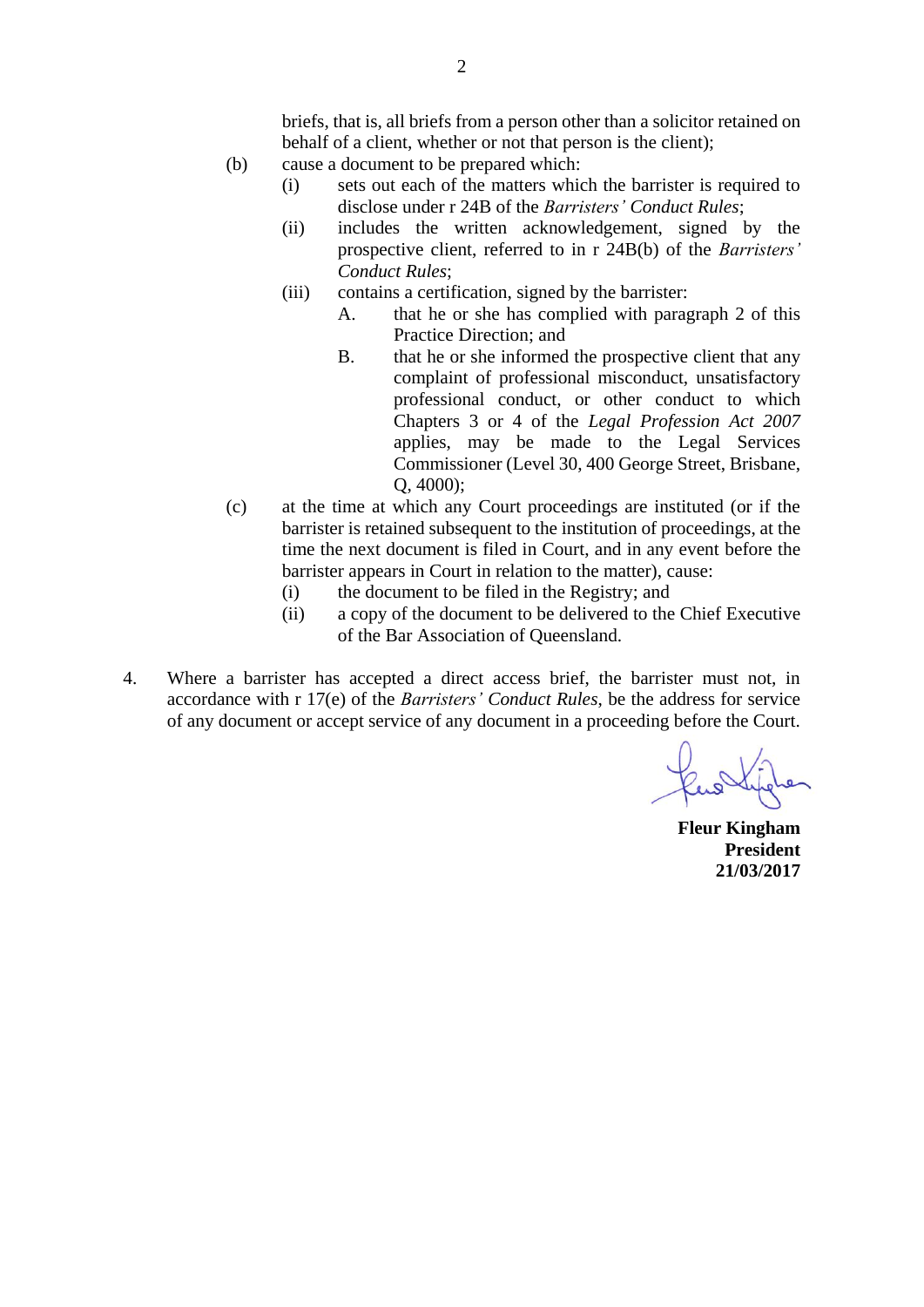briefs, that is, all briefs from a person other than a solicitor retained on behalf of a client, whether or not that person is the client);

(b) cause a document to be prepared which:

  (i) sets out each of the matters which the barrister is required to disclose under r 24B of the *Barristers' Conduct Rules*;

  (ii) includes the written acknowledgement, signed by the prospective client, referred to in r 24B(b) of the *Barristers' Conduct Rules*;

  (iii) contains a certification, signed by the barrister:

    A. that he or she has complied with paragraph 2 of this Practice Direction; and

    B. that he or she informed the prospective client that any complaint of professional misconduct, unsatisfactory professional conduct, or other conduct to which Chapters 3 or 4 of the *Legal Profession Act 2007* applies, may be made to the Legal Services Commissioner (Level 30, 400 George Street, Brisbane, Q, 4000);

(c) at the time at which any Court proceedings are instituted (or if the barrister is retained subsequent to the institution of proceedings, at the time the next document is filed in Court, and in any event before the barrister appears in Court in relation to the matter), cause:

  (i) the document to be filed in the Registry; and

  (ii) a copy of the document to be delivered to the Chief Executive of the Bar Association of Queensland.

4. Where a barrister has accepted a direct access brief, the barrister must not, in accordance with r 17(e) of the *Barristers' Conduct Rules*, be the address for service of any document or accept service of any document in a proceeding before the Court.

**Fleur Kingham**
**President**
**21/03/2017**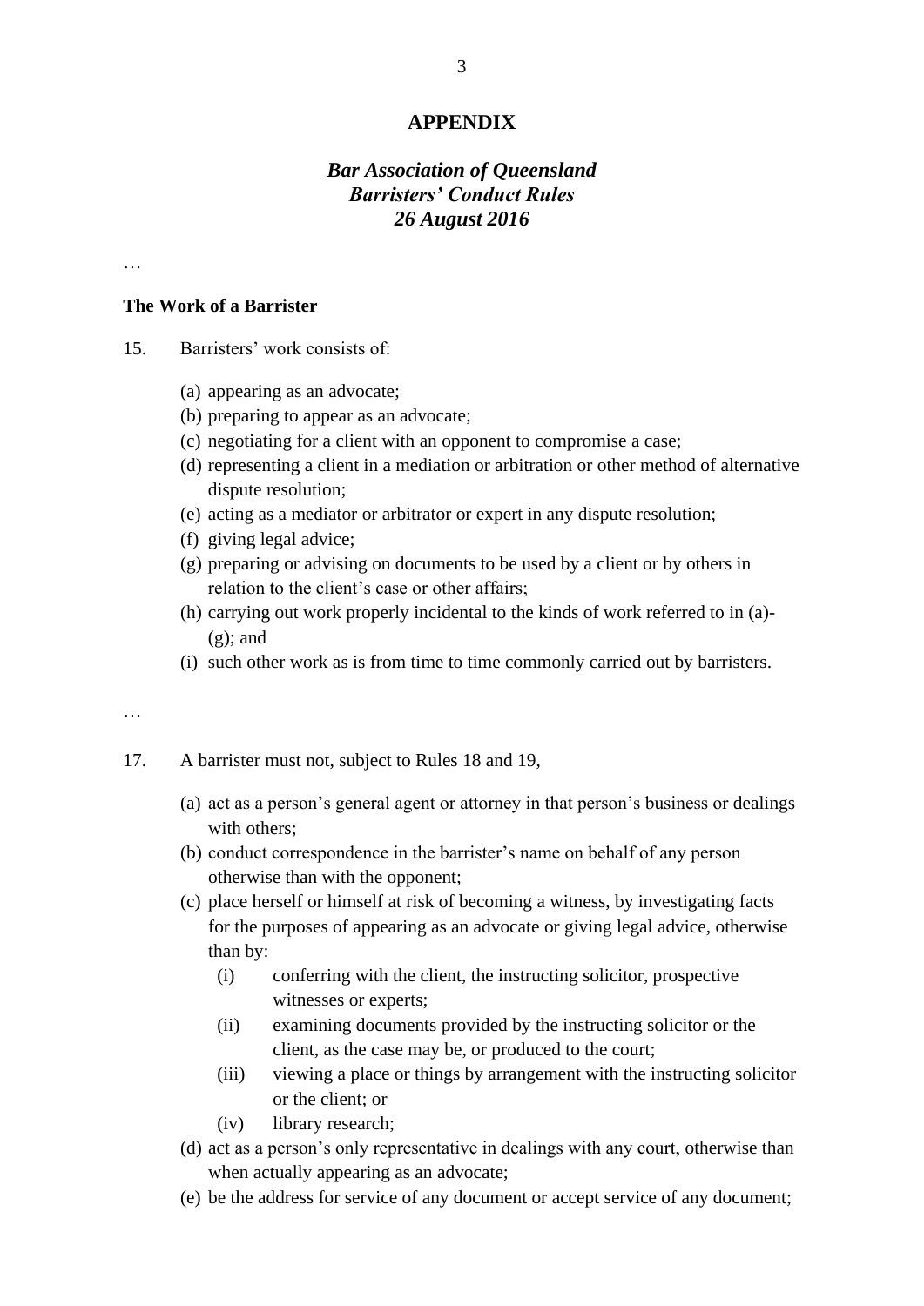## APPENDIX

### *Bar Association of Queensland*
### *Barristers' Conduct Rules*
### *26 August 2016*

…

**The Work of a Barrister**

15. Barristers' work consists of:

   (a) appearing as an advocate;
   (b) preparing to appear as an advocate;
   (c) negotiating for a client with an opponent to compromise a case;
   (d) representing a client in a mediation or arbitration or other method of alternative dispute resolution;
   (e) acting as a mediator or arbitrator or expert in any dispute resolution;
   (f) giving legal advice;
   (g) preparing or advising on documents to be used by a client or by others in relation to the client's case or other affairs;
   (h) carrying out work properly incidental to the kinds of work referred to in (a)-(g); and
   (i) such other work as is from time to time commonly carried out by barristers.

…

17. A barrister must not, subject to Rules 18 and 19,

   (a) act as a person's general agent or attorney in that person's business or dealings with others;
   (b) conduct correspondence in the barrister's name on behalf of any person otherwise than with the opponent;
   (c) place herself or himself at risk of becoming a witness, by investigating facts for the purposes of appearing as an advocate or giving legal advice, otherwise than by:
      (i) conferring with the client, the instructing solicitor, prospective witnesses or experts;
      (ii) examining documents provided by the instructing solicitor or the client, as the case may be, or produced to the court;
      (iii) viewing a place or things by arrangement with the instructing solicitor or the client; or
      (iv) library research;
   (d) act as a person's only representative in dealings with any court, otherwise than when actually appearing as an advocate;
   (e) be the address for service of any document or accept service of any document;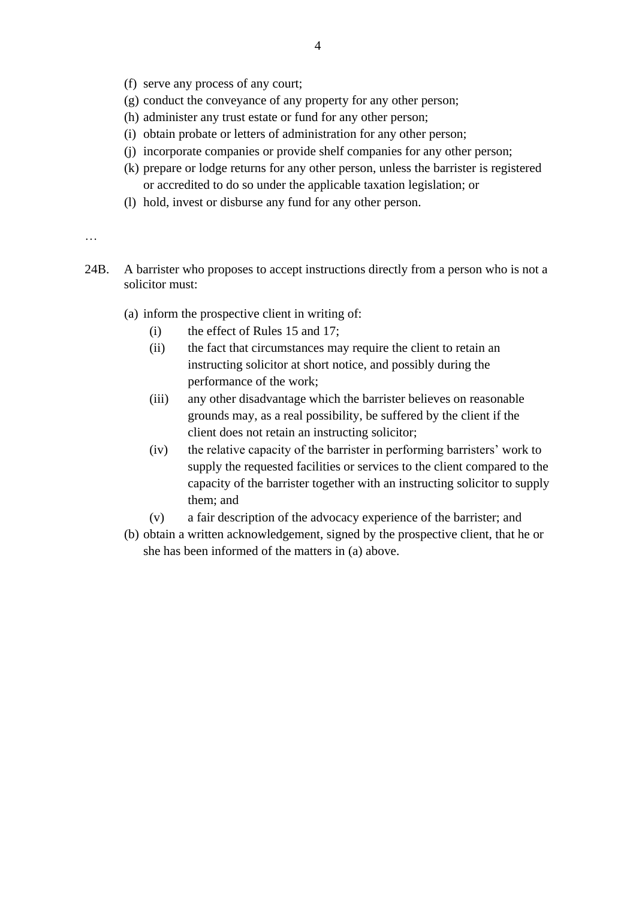(f) serve any process of any court;
(g) conduct the conveyance of any property for any other person;
(h) administer any trust estate or fund for any other person;
(i) obtain probate or letters of administration for any other person;
(j) incorporate companies or provide shelf companies for any other person;
(k) prepare or lodge returns for any other person, unless the barrister is registered or accredited to do so under the applicable taxation legislation; or
(l) hold, invest or disburse any fund for any other person.

…

24B. A barrister who proposes to accept instructions directly from a person who is not a solicitor must:

(a) inform the prospective client in writing of:
   (i) the effect of Rules 15 and 17;
   (ii) the fact that circumstances may require the client to retain an instructing solicitor at short notice, and possibly during the performance of the work;
   (iii) any other disadvantage which the barrister believes on reasonable grounds may, as a real possibility, be suffered by the client if the client does not retain an instructing solicitor;
   (iv) the relative capacity of the barrister in performing barristers' work to supply the requested facilities or services to the client compared to the capacity of the barrister together with an instructing solicitor to supply them; and
   (v) a fair description of the advocacy experience of the barrister; and
(b) obtain a written acknowledgement, signed by the prospective client, that he or she has been informed of the matters in (a) above.